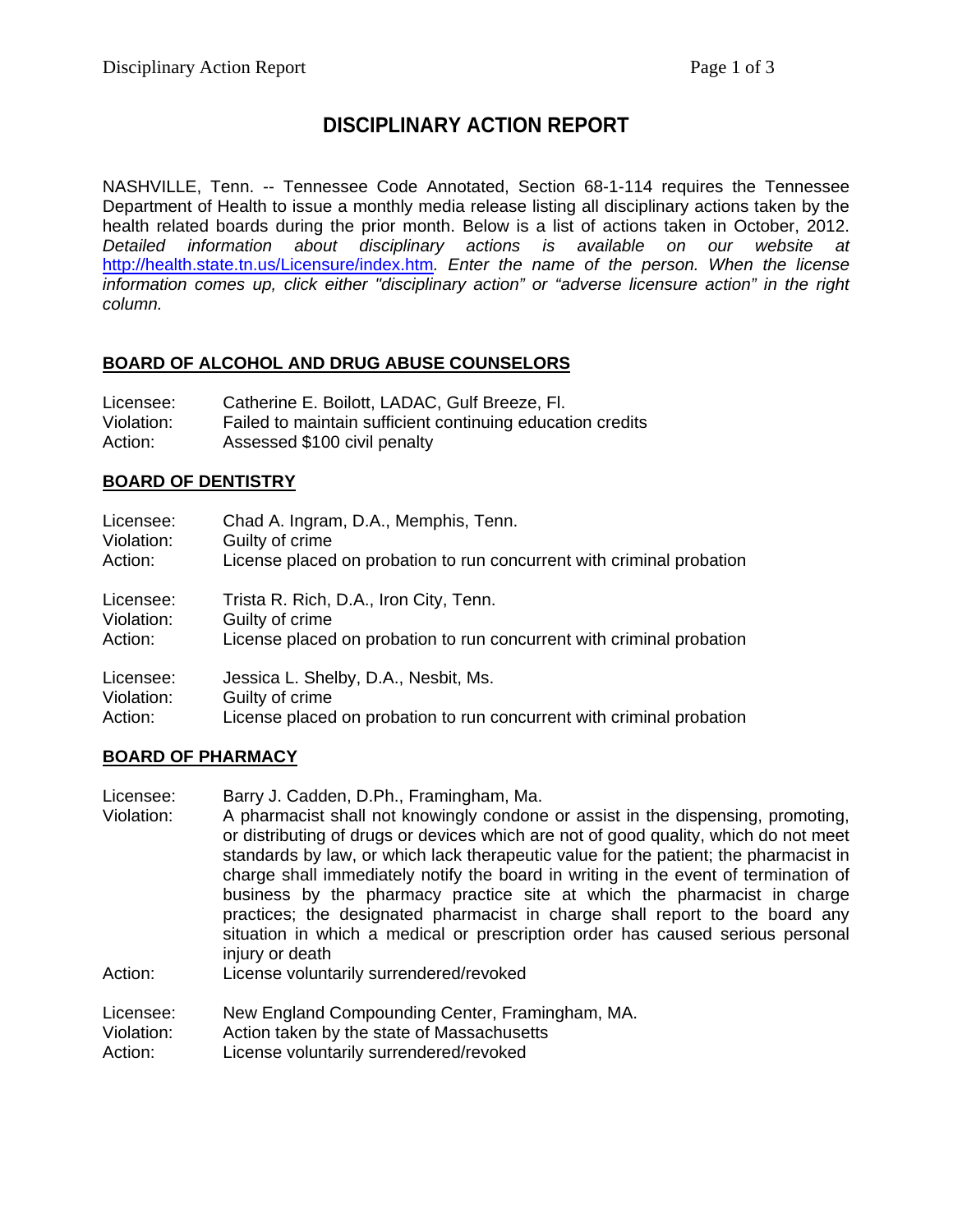# DISCIPLINARY ACTION REPORT

NASHVILLE, Tenn. -- Tennessee Code Annotated, Section 68-1-114 requires the Tennessee Department of Health to issue a monthly media release listing all disciplinary actions taken by the health related boards during the prior month. Below is a list of actions taken in October, 2012. *Detailed information about disciplinary actions is available on our website at* http://health.state.tn.us/Licensure/index.htm. *Enter the name of the person. When the license information comes up, click either "disciplinary action" or "adverse licensure action" in the right column.*

## BOARD OF ALCOHOL AND DRUG ABUSE COUNSELORS

Licensee: Catherine E. Boilott, LADAC, Gulf Breeze, Fl.
Violation: Failed to maintain sufficient continuing education credits
Action: Assessed $100 civil penalty

## BOARD OF DENTISTRY

Licensee: Chad A. Ingram, D.A., Memphis, Tenn.
Violation: Guilty of crime
Action: License placed on probation to run concurrent with criminal probation

Licensee: Trista R. Rich, D.A., Iron City, Tenn.
Violation: Guilty of crime
Action: License placed on probation to run concurrent with criminal probation

Licensee: Jessica L. Shelby, D.A., Nesbit, Ms.
Violation: Guilty of crime
Action: License placed on probation to run concurrent with criminal probation

## BOARD OF PHARMACY

Licensee: Barry J. Cadden, D.Ph., Framingham, Ma.
Violation: A pharmacist shall not knowingly condone or assist in the dispensing, promoting, or distributing of drugs or devices which are not of good quality, which do not meet standards by law, or which lack therapeutic value for the patient; the pharmacist in charge shall immediately notify the board in writing in the event of termination of business by the pharmacy practice site at which the pharmacist in charge practices; the designated pharmacist in charge shall report to the board any situation in which a medical or prescription order has caused serious personal injury or death
Action: License voluntarily surrendered/revoked

Licensee: New England Compounding Center, Framingham, MA.
Violation: Action taken by the state of Massachusetts
Action: License voluntarily surrendered/revoked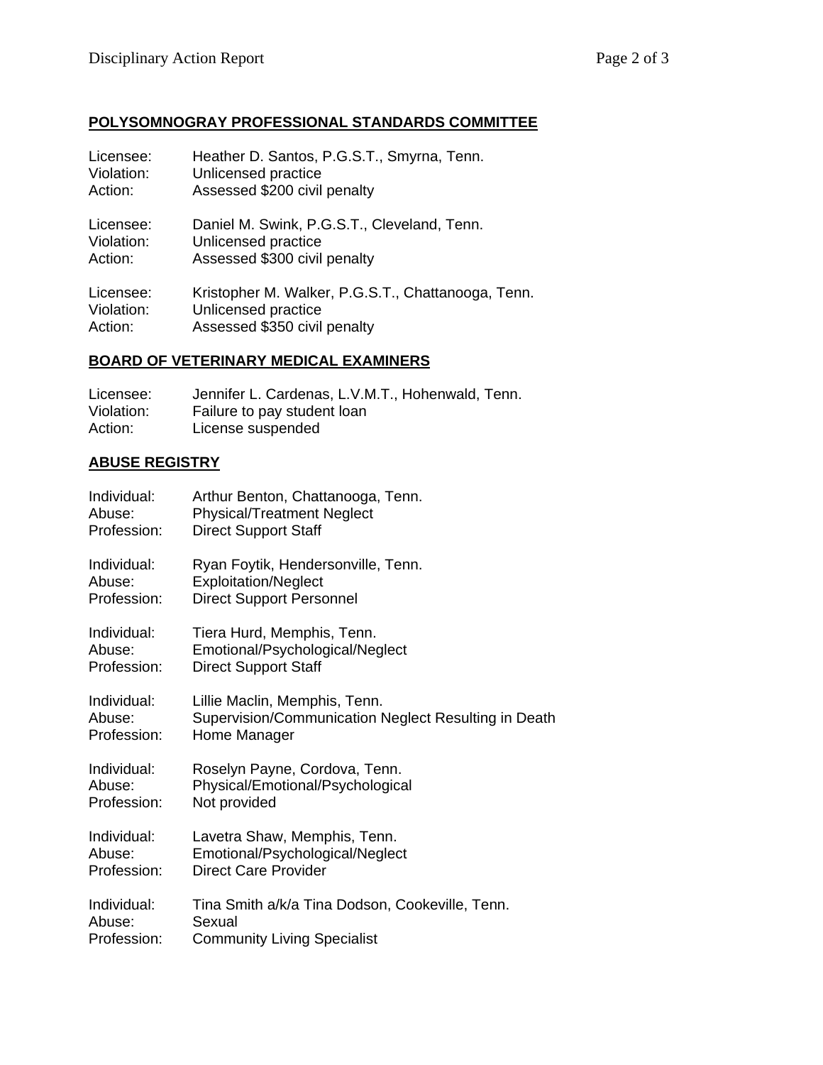## POLYSOMNOGRAY PROFESSIONAL STANDARDS COMMITTEE

Licensee: Heather D. Santos, P.G.S.T., Smyrna, Tenn.
Violation: Unlicensed practice
Action: Assessed $200 civil penalty

Licensee: Daniel M. Swink, P.G.S.T., Cleveland, Tenn.
Violation: Unlicensed practice
Action: Assessed $300 civil penalty

Licensee: Kristopher M. Walker, P.G.S.T., Chattanooga, Tenn.
Violation: Unlicensed practice
Action: Assessed $350 civil penalty

## BOARD OF VETERINARY MEDICAL EXAMINERS

Licensee: Jennifer L. Cardenas, L.V.M.T., Hohenwald, Tenn.
Violation: Failure to pay student loan
Action: License suspended

## ABUSE REGISTRY

Individual: Arthur Benton, Chattanooga, Tenn.
Abuse: Physical/Treatment Neglect
Profession: Direct Support Staff

Individual: Ryan Foytik, Hendersonville, Tenn.
Abuse: Exploitation/Neglect
Profession: Direct Support Personnel

Individual: Tiera Hurd, Memphis, Tenn.
Abuse: Emotional/Psychological/Neglect
Profession: Direct Support Staff

Individual: Lillie Maclin, Memphis, Tenn.
Abuse: Supervision/Communication Neglect Resulting in Death
Profession: Home Manager

Individual: Roselyn Payne, Cordova, Tenn.
Abuse: Physical/Emotional/Psychological
Profession: Not provided

Individual: Lavetra Shaw, Memphis, Tenn.
Abuse: Emotional/Psychological/Neglect
Profession: Direct Care Provider

Individual: Tina Smith a/k/a Tina Dodson, Cookeville, Tenn.
Abuse: Sexual
Profession: Community Living Specialist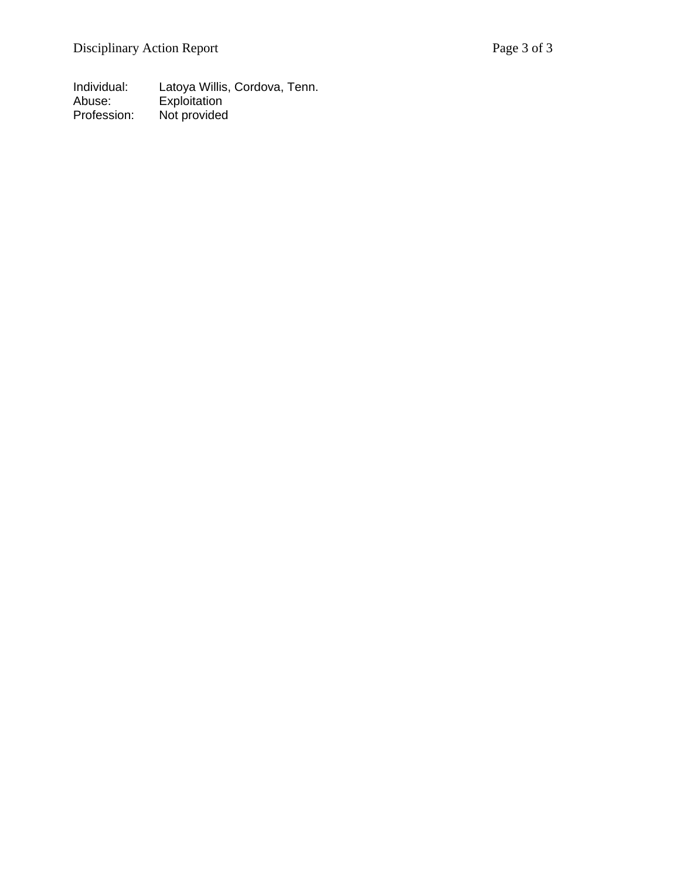Individual: Latoya Willis, Cordova, Tenn.
Abuse: Exploitation
Profession: Not provided